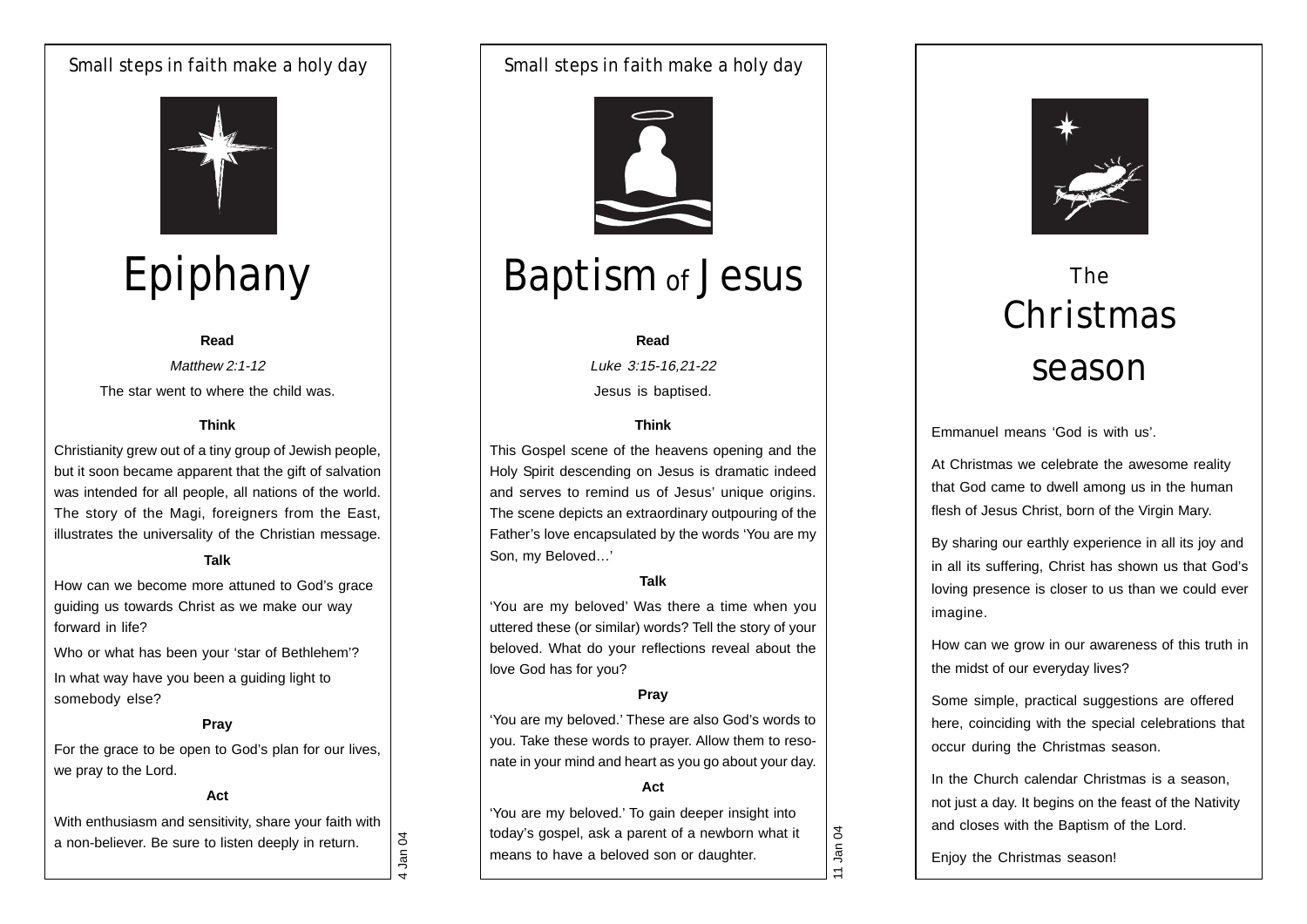Small steps in faith make a holy day

# Epiphany

**Read**

*Matthew 2:1-12*

The star went to where the child was.

**Think**

Christianity grew out of a tiny group of Jewish people, but it soon became apparent that the gift of salvation was intended for all people, all nations of the world. The story of the Magi, foreigners from the East, illustrates the universality of the Christian message.

**Talk**

How can we become more attuned to God's grace guiding us towards Christ as we make our way forward in life?

Who or what has been your 'star of Bethlehem'?

In what way have you been a guiding light to somebody else?

**Pray**

For the grace to be open to God's plan for our lives, we pray to the Lord.

**Act**

With enthusiasm and sensitivity, share your faith with a non-believer. Be sure to listen deeply in return.

4 Jan 04

Small steps in faith make a holy day

# Baptism of Jesus

**Read**

*Luke 3:15-16,21-22*

Jesus is baptised.

**Think**

This Gospel scene of the heavens opening and the Holy Spirit descending on Jesus is dramatic indeed and serves to remind us of Jesus' unique origins. The scene depicts an extraordinary outpouring of the Father's love encapsulated by the words 'You are my Son, my Beloved…'

**Talk**

'You are my beloved' Was there a time when you uttered these (or similar) words? Tell the story of your beloved. What do your reflections reveal about the love God has for you?

**Pray**

'You are my beloved.' These are also God's words to you. Take these words to prayer. Allow them to resonate in your mind and heart as you go about your day.

**Act**

'You are my beloved.' To gain deeper insight into today's gospel, ask a parent of a newborn what it means to have a beloved son or daughter.

11 Jan 04

# The Christmas season

Emmanuel means 'God is with us'.

At Christmas we celebrate the awesome reality that God came to dwell among us in the human flesh of Jesus Christ, born of the Virgin Mary.

By sharing our earthly experience in all its joy and in all its suffering, Christ has shown us that God's loving presence is closer to us than we could ever imagine.

How can we grow in our awareness of this truth in the midst of our everyday lives?

Some simple, practical suggestions are offered here, coinciding with the special celebrations that occur during the Christmas season.

In the Church calendar Christmas is a season, not just a day. It begins on the feast of the Nativity and closes with the Baptism of the Lord.

Enjoy the Christmas season!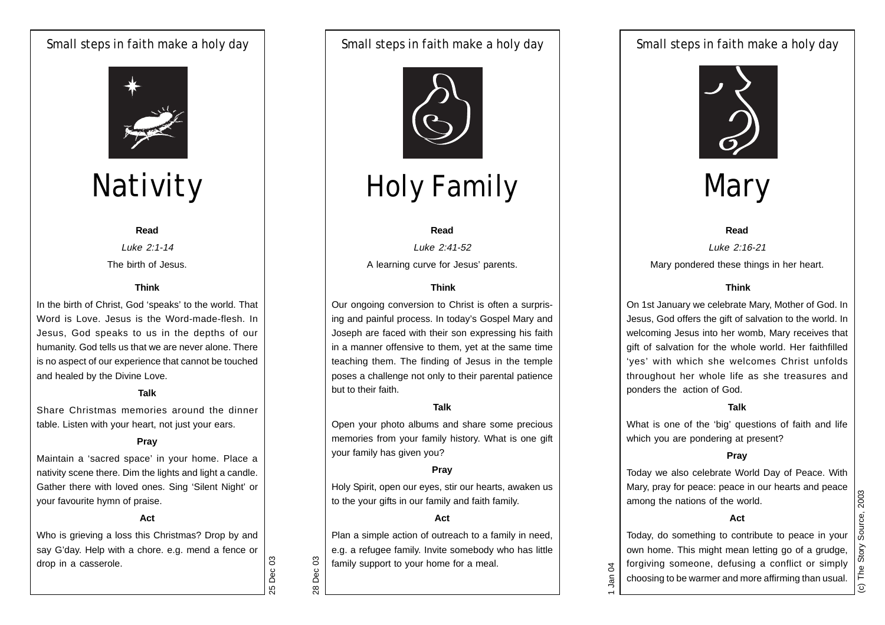Small steps in faith make a holy day

# Nativity

**Read**

*Luke 2:1-14*

The birth of Jesus.

**Think**

In the birth of Christ, God 'speaks' to the world. That Word is Love. Jesus is the Word-made-flesh. In Jesus, God speaks to us in the depths of our humanity. God tells us that we are never alone. There is no aspect of our experience that cannot be touched and healed by the Divine Love.

**Talk**

Share Christmas memories around the dinner table. Listen with your heart, not just your ears.

**Pray**

Maintain a 'sacred space' in your home. Place a nativity scene there. Dim the lights and light a candle. Gather there with loved ones. Sing 'Silent Night' or your favourite hymn of praise.

**Act**

Who is grieving a loss this Christmas? Drop by and say G'day. Help with a chore. e.g. mend a fence or drop in a casserole.

25 Dec 03

Small steps in faith make a holy day

# Holy Family

**Read**

*Luke 2:41-52*

A learning curve for Jesus' parents.

**Think**

Our ongoing conversion to Christ is often a surprising and painful process. In today's Gospel Mary and Joseph are faced with their son expressing his faith in a manner offensive to them, yet at the same time teaching them. The finding of Jesus in the temple poses a challenge not only to their parental patience but to their faith.

**Talk**

Open your photo albums and share some precious memories from your family history. What is one gift your family has given you?

**Pray**

Holy Spirit, open our eyes, stir our hearts, awaken us to the your gifts in our family and faith family.

**Act**

Plan a simple action of outreach to a family in need, e.g. a refugee family. Invite somebody who has little family support to your home for a meal.

28 Dec 03

Small steps in faith make a holy day

# Mary

**Read**

*Luke 2:16-21*

Mary pondered these things in her heart.

**Think**

On 1st January we celebrate Mary, Mother of God. In Jesus, God offers the gift of salvation to the world. In welcoming Jesus into her womb, Mary receives that gift of salvation for the whole world. Her faithfilled 'yes' with which she welcomes Christ unfolds throughout her whole life as she treasures and ponders the action of God.

**Talk**

What is one of the 'big' questions of faith and life which you are pondering at present?

**Pray**

Today we also celebrate World Day of Peace. With Mary, pray for peace: peace in our hearts and peace among the nations of the world.

**Act**

Today, do something to contribute to peace in your own home. This might mean letting go of a grudge, forgiving someone, defusing a conflict or simply choosing to be warmer and more affirming than usual.

1 Jan 04

(c) The Story Source, 2003